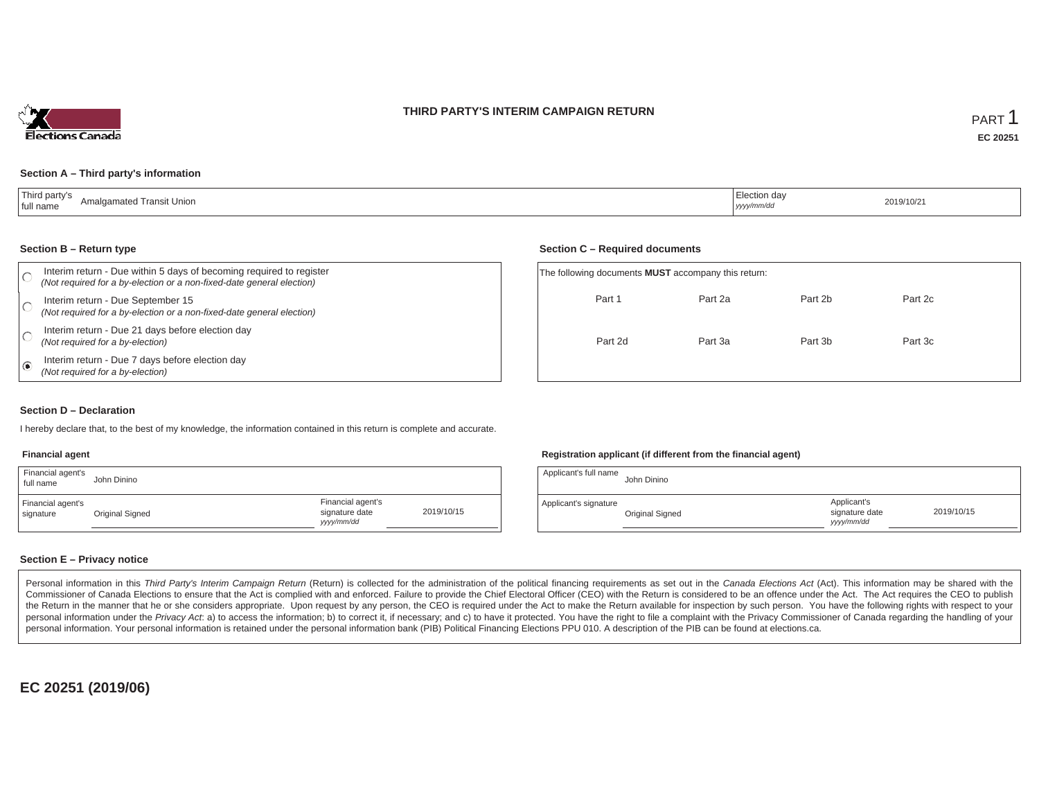# THIRD PARTY'S INTERIM CAMPAIGN RETURN

PART 1

**EC 20251**

### Section A – Third party's information

| Third party's full name | Amalgamated Transit Union | Election day *yyyy/mm/dd* | 2019/10/21 |
|---|---|---|---|

### Section B – Return type

- ○ Interim return - Due within 5 days of becoming required to register *(Not required for a by-election or a non-fixed-date general election)*
- ○ Interim return - Due September 15 *(Not required for a by-election or a non-fixed-date general election)*
- ○ Interim return - Due 21 days before election day *(Not required for a by-election)*
- ◉ Interim return - Due 7 days before election day *(Not required for a by-election)*

### Section C – Required documents

The following documents **MUST** accompany this return:

| Part 1 | Part 2a | Part 2b | Part 2c |
|---|---|---|---|
| Part 2d | Part 3a | Part 3b | Part 3c |

### Section D – Declaration

I hereby declare that, to the best of my knowledge, the information contained in this return is complete and accurate.

**Financial agent**

| Financial agent's full name | John Dinino | | |
|---|---|---|---|
| Financial agent's signature | Original Signed | Financial agent's signature date *yyyy/mm/dd* | 2019/10/15 |

**Registration applicant (if different from the financial agent)**

| Applicant's full name | John Dinino | | |
|---|---|---|---|
| Applicant's signature | Original Signed | Applicant's signature date *yyyy/mm/dd* | 2019/10/15 |

### Section E – Privacy notice

Personal information in this *Third Party's Interim Campaign Return* (Return) is collected for the administration of the political financing requirements as set out in the *Canada Elections Act* (Act). This information may be shared with the Commissioner of Canada Elections to ensure that the Act is complied with and enforced. Failure to provide the Chief Electoral Officer (CEO) with the Return is considered to be an offence under the Act. The Act requires the CEO to publish the Return in the manner that he or she considers appropriate. Upon request by any person, the CEO is required under the Act to make the Return available for inspection by such person. You have the following rights with respect to your personal information under the *Privacy Act*: a) to access the information; b) to correct it, if necessary; and c) to have it protected. You have the right to file a complaint with the Privacy Commissioner of Canada regarding the handling of your personal information. Your personal information is retained under the personal information bank (PIB) Political Financing Elections PPU 010. A description of the PIB can be found at elections.ca.

**EC 20251 (2019/06)**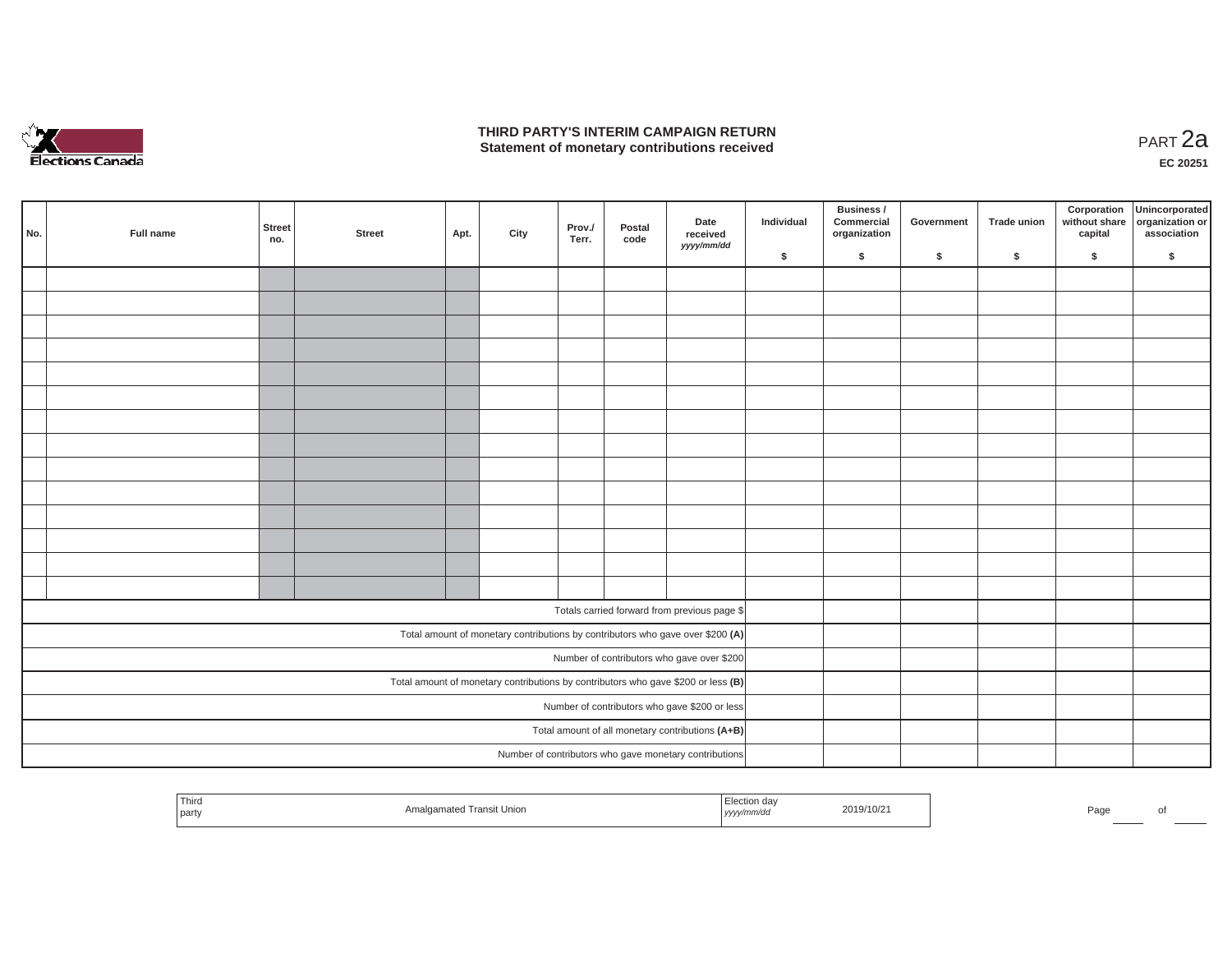# THIRD PARTY'S INTERIM CAMPAIGN RETURN
## Statement of monetary contributions received

PART 2a

EC 20251

| No. | Full name | Street no. | Street | Apt. | City | Prov./ Terr. | Postal code | Date received yyyy/mm/dd | Individual $ | Business / Commercial organization $ | Government $ | Trade union $ | Corporation without share capital $ | Unincorporated organization or association $ |
|---|---|---|---|---|---|---|---|---|---|---|---|---|---|---|
| | | | | | | | | | | | | | | |
| | | | | | | | | | | | | | | |
| | | | | | | | | | | | | | | |
| | | | | | | | | | | | | | | |
| | | | | | | | | | | | | | | |
| | | | | | | | | | | | | | | |
| | | | | | | | | | | | | | | |
| | | | | | | | | | | | | | | |
| | | | | | | | | | | | | | | |
| | | | | | | | | | | | | | | |
| | | | | | | | | | | | | | | |
| | | | | | | | | | | | | | | |
| | | | | | | | | | | | | | | |
| | | | | | | | | | | | | | | |
| Totals carried forward from previous page $ | | | | | | | | | | | | | | |
| Total amount of monetary contributions by contributors who gave over $200 **(A)** | | | | | | | | | | | | | | |
| Number of contributors who gave over $200 | | | | | | | | | | | | | | |
| Total amount of monetary contributions by contributors who gave $200 or less **(B)** | | | | | | | | | | | | | | |
| Number of contributors who gave $200 or less | | | | | | | | | | | | | | |
| Total amount of all monetary contributions **(A+B)** | | | | | | | | | | | | | | |
| Number of contributors who gave monetary contributions | | | | | | | | | | | | | | |

| Third party | Amalgamated Transit Union | Election day yyyy/mm/dd | 2019/10/21 |
|---|---|---|---|

Page ___ of ___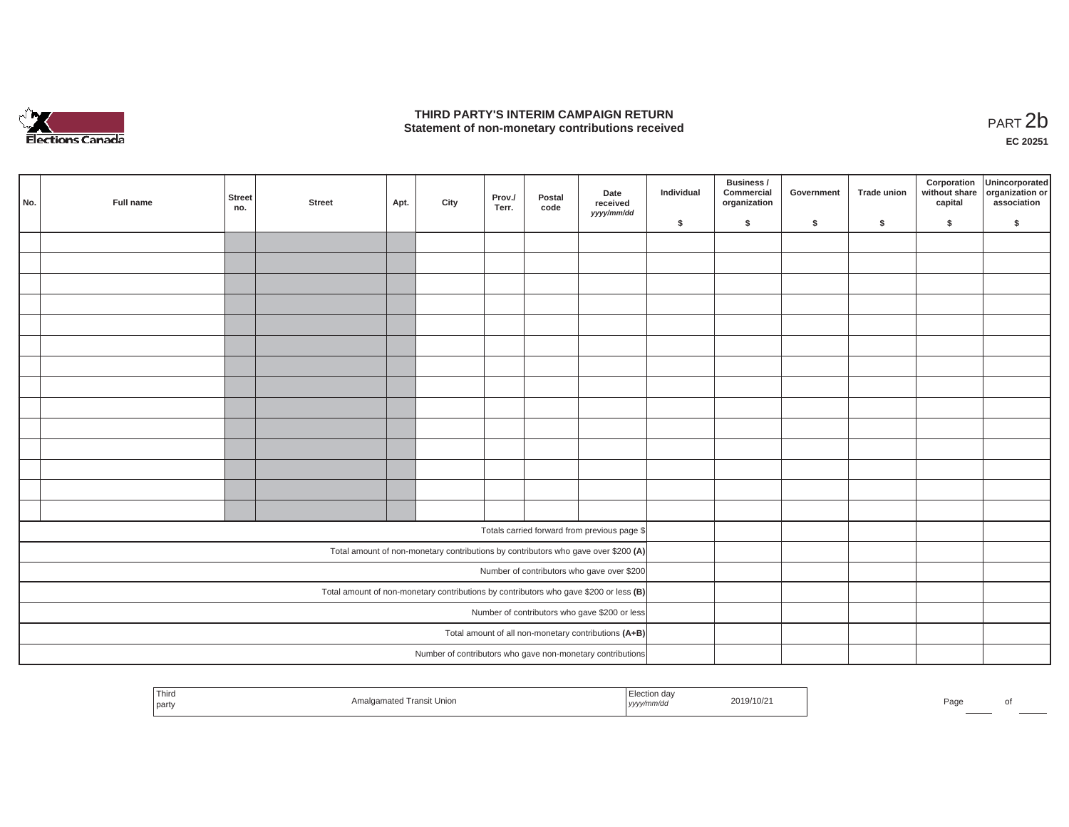# THIRD PARTY'S INTERIM CAMPAIGN RETURN
## Statement of non-monetary contributions received

PART 2b

EC 20251

| No. | Full name | Street no. | Street | Apt. | City | Prov./ Terr. | Postal code | Date received yyyy/mm/dd | Individual $ | Business / Commercial organization $ | Government $ | Trade union $ | Corporation without share capital $ | Unincorporated organization or association $ |
|---|---|---|---|---|---|---|---|---|---|---|---|---|---|---|
| | | | | | | | | | | | | | | |
| | | | | | | | | | | | | | | |
| | | | | | | | | | | | | | | |
| | | | | | | | | | | | | | | |
| | | | | | | | | | | | | | | |
| | | | | | | | | | | | | | | |
| | | | | | | | | | | | | | | |
| | | | | | | | | | | | | | | |
| | | | | | | | | | | | | | | |
| | | | | | | | | | | | | | | |
| | | | | | | | | | | | | | | |
| | | | | | | | | | | | | | | |
| | | | | | | | | | | | | | | |
| | | | | | | | | | | | | | | |
| Totals carried forward from previous page $ | | | | | | | | | | | | | | |
| Total amount of non-monetary contributions by contributors who gave over $200 **(A)** | | | | | | | | | | | | | | |
| Number of contributors who gave over $200 | | | | | | | | | | | | | | |
| Total amount of non-monetary contributions by contributors who gave $200 or less **(B)** | | | | | | | | | | | | | | |
| Number of contributors who gave $200 or less | | | | | | | | | | | | | | |
| Total amount of all non-monetary contributions **(A+B)** | | | | | | | | | | | | | | |
| Number of contributors who gave non-monetary contributions | | | | | | | | | | | | | | |

| Third party | Amalgamated Transit Union | Election day yyyy/mm/dd | 2019/10/21 |
|---|---|---|---|

Page ____ of ____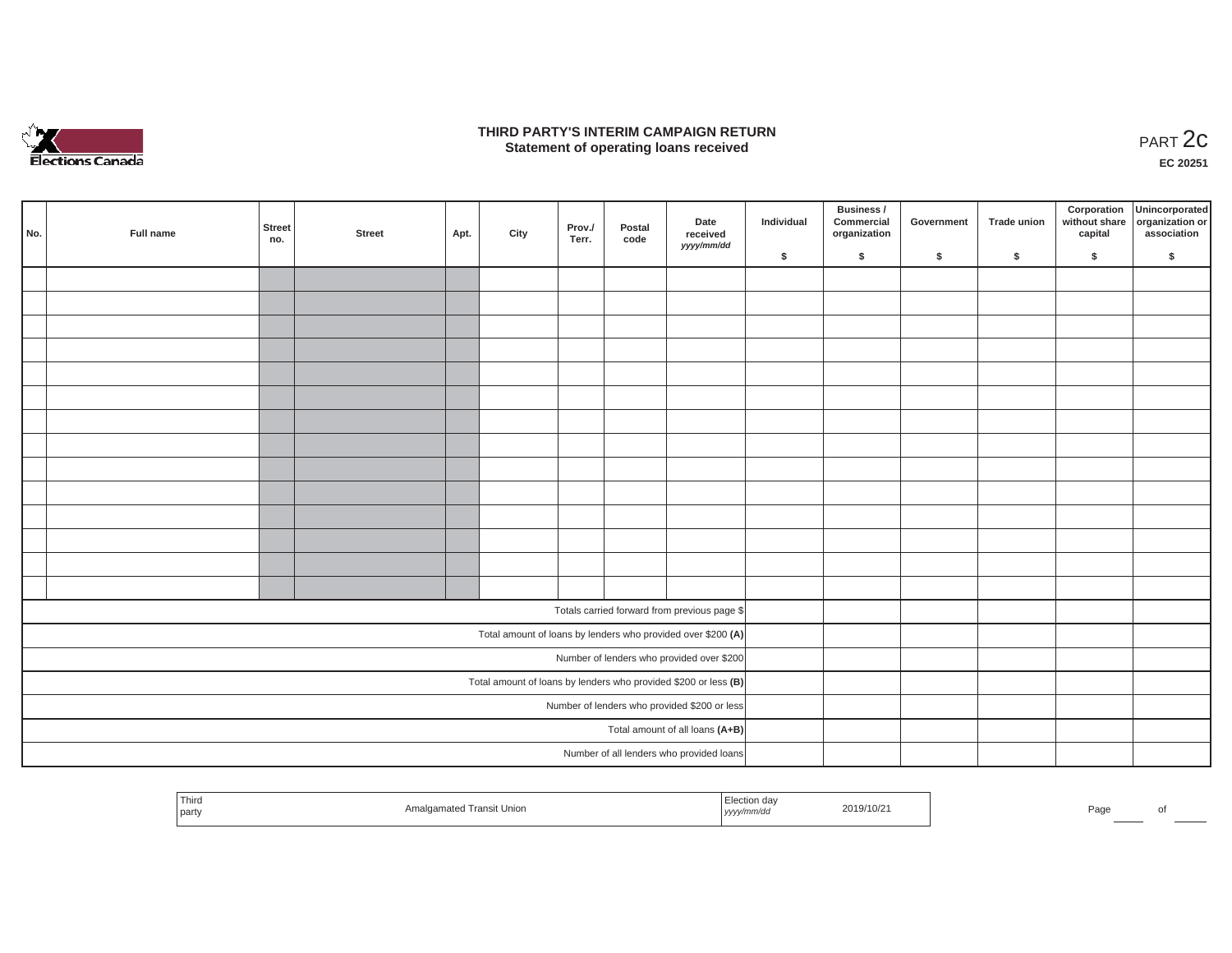# THIRD PARTY'S INTERIM CAMPAIGN RETURN
## Statement of operating loans received

PART 2c

EC 20251

| No. | Full name | Street no. | Street | Apt. | City | Prov./ Terr. | Postal code | Date received *yyyy/mm/dd* | Individual $ | Business / Commercial organization $ | Government $ | Trade union $ | Corporation without share capital $ | Unincorporated organization or association $ |
|---|---|---|---|---|---|---|---|---|---|---|---|---|---|---|
| | | | | | | | | | | | | | | |
| | | | | | | | | | | | | | | |
| | | | | | | | | | | | | | | |
| | | | | | | | | | | | | | | |
| | | | | | | | | | | | | | | |
| | | | | | | | | | | | | | | |
| | | | | | | | | | | | | | | |
| | | | | | | | | | | | | | | |
| | | | | | | | | | | | | | | |
| | | | | | | | | | | | | | | |
| | | | | | | | | | | | | | | |
| | | | | | | | | | | | | | | |
| | | | | | | | | | | | | | | |
| | | | | | | | | | | | | | | |
| Totals carried forward from previous page $ | | | | | | | | | | | | | | |
| Total amount of loans by lenders who provided over $200 **(A)** | | | | | | | | | | | | | | |
| Number of lenders who provided over $200 | | | | | | | | | | | | | | |
| Total amount of loans by lenders who provided $200 or less **(B)** | | | | | | | | | | | | | | |
| Number of lenders who provided $200 or less | | | | | | | | | | | | | | |
| Total amount of all loans **(A+B)** | | | | | | | | | | | | | | |
| Number of all lenders who provided loans | | | | | | | | | | | | | | |

| Third party | Amalgamated Transit Union | Election day *yyyy/mm/dd* | 2019/10/21 |
|---|---|---|---|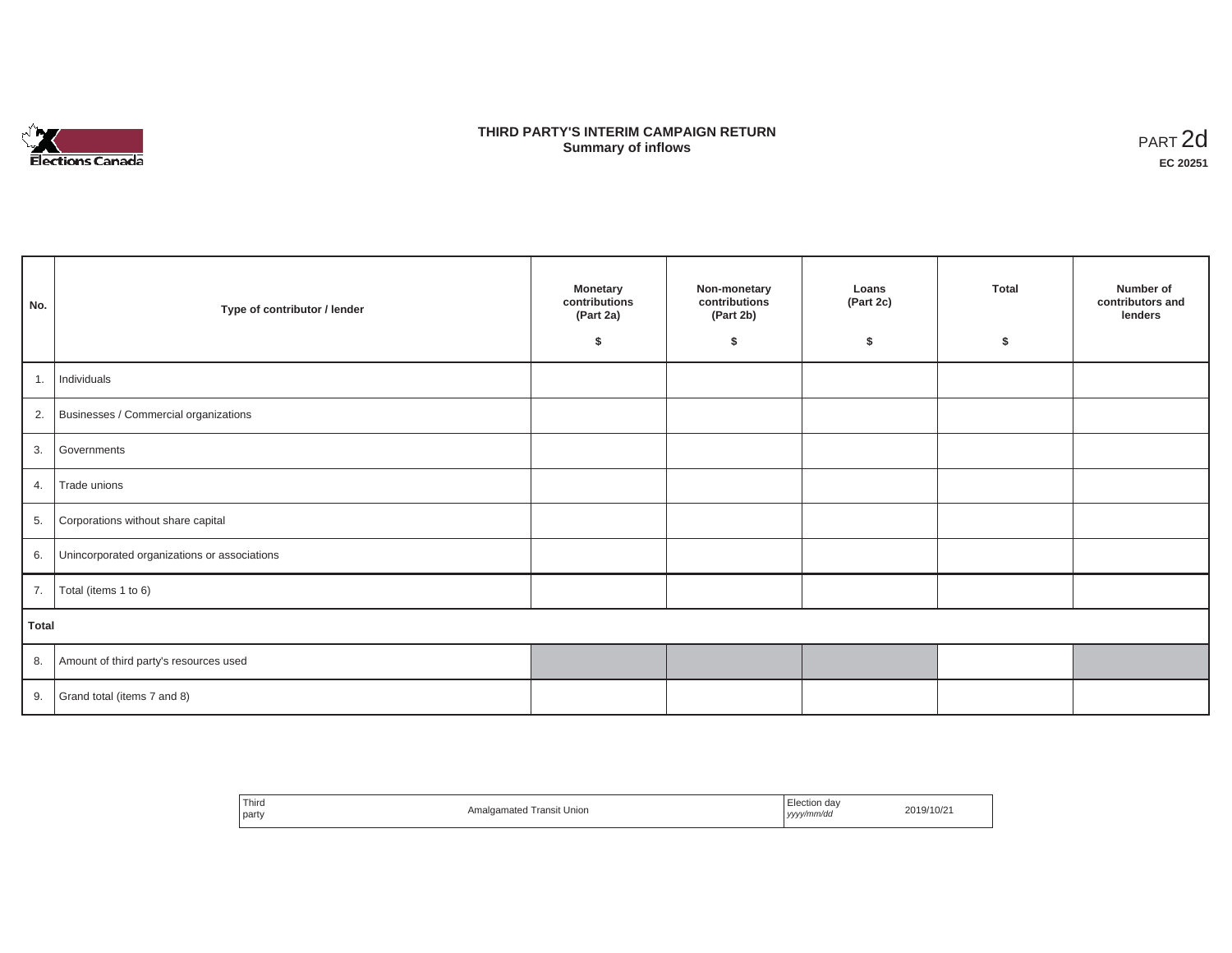# THIRD PARTY'S INTERIM CAMPAIGN RETURN
## Summary of inflows

PART 2d

**EC 20251**

| No. | Type of contributor / lender | Monetary contributions (Part 2a) $ | Non-monetary contributions (Part 2b) $ | Loans (Part 2c) $ | Total $ | Number of contributors and lenders |
|---|---|---|---|---|---|---|
| 1. | Individuals | | | | | |
| 2. | Businesses / Commercial organizations | | | | | |
| 3. | Governments | | | | | |
| 4. | Trade unions | | | | | |
| 5. | Corporations without share capital | | | | | |
| 6. | Unincorporated organizations or associations | | | | | |
| 7. | Total (items 1 to 6) | | | | | |
| **Total** | | | | | | |
| 8. | Amount of third party's resources used | | | | | |
| 9. | Grand total (items 7 and 8) | | | | | |

| Third party | Amalgamated Transit Union | Election day *yyyy/mm/dd* | 2019/10/21 |
|---|---|---|---|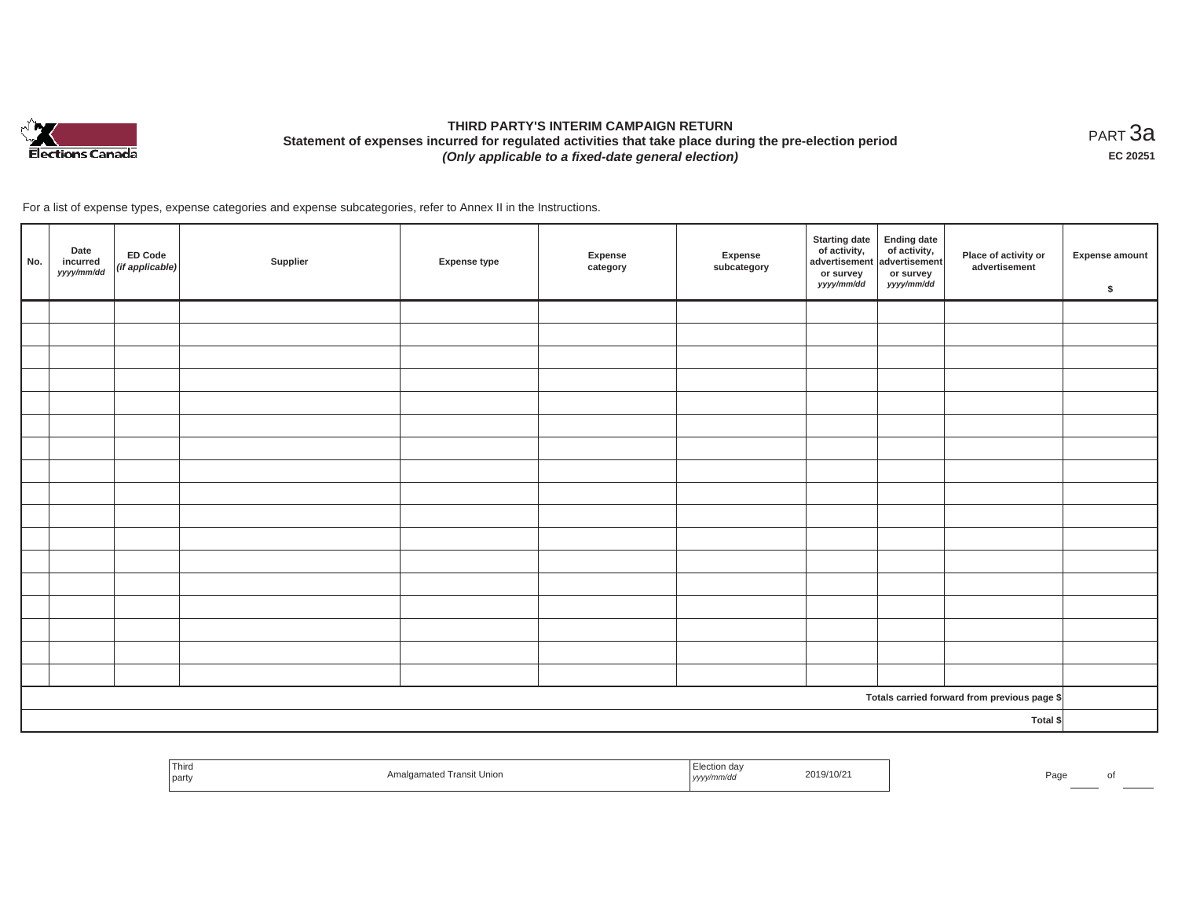# THIRD PARTY'S INTERIM CAMPAIGN RETURN

## Statement of expenses incurred for regulated activities that take place during the pre-election period

***(Only applicable to a fixed-date general election)***

PART 3a

**EC 20251**

For a list of expense types, expense categories and expense subcategories, refer to Annex II in the Instructions.

| No. | Date incurred *yyyy/mm/dd* | ED Code *(if applicable)* | Supplier | Expense type | Expense category | Expense subcategory | Starting date of activity, advertisement or survey *yyyy/mm/dd* | Ending date of activity, advertisement or survey *yyyy/mm/dd* | Place of activity or advertisement | Expense amount $ |
|---|---|---|---|---|---|---|---|---|---|---|
| | | | | | | | | | | |
| | | | | | | | | | | |
| | | | | | | | | | | |
| | | | | | | | | | | |
| | | | | | | | | | | |
| | | | | | | | | | | |
| | | | | | | | | | | |
| | | | | | | | | | | |
| | | | | | | | | | | |
| | | | | | | | | | | |
| | | | | | | | | | | |
| | | | | | | | | | | |
| | | | | | | | | | | |
| | | | | | | | | | | |
| | | | | | | | | | | |
| | | | | | | | | | | |
| | | | | | | | | | | |
| Totals carried forward from previous page $ | | | | | | | | | | |
| Total $ | | | | | | | | | | |

| Third party | Amalgamated Transit Union | Election day *yyyy/mm/dd* | 2019/10/21 |
|---|---|---|---|

Page ___ of ___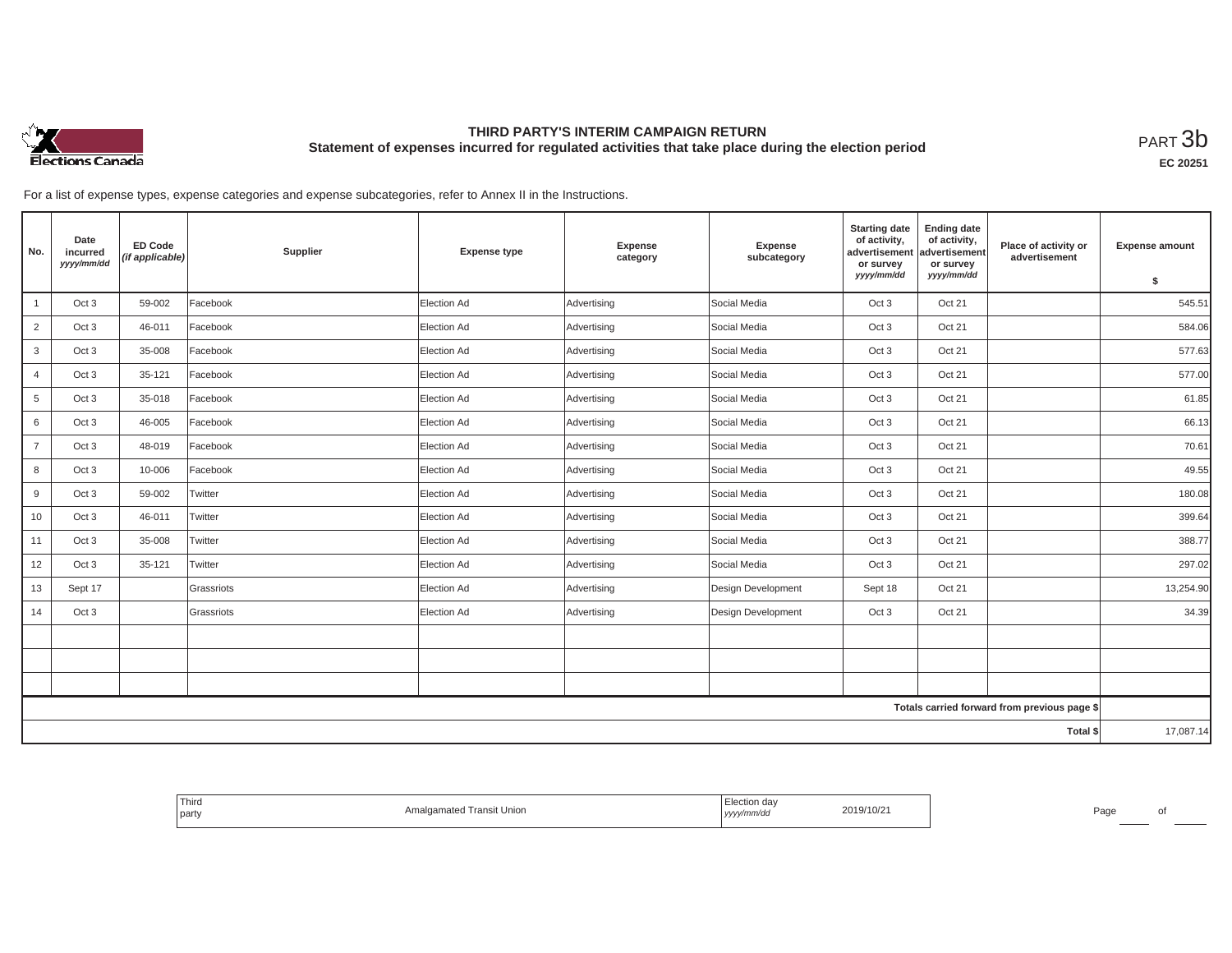# THIRD PARTY'S INTERIM CAMPAIGN RETURN

## Statement of expenses incurred for regulated activities that take place during the election period

PART 3b

**EC 20251**

For a list of expense types, expense categories and expense subcategories, refer to Annex II in the Instructions.

| No. | Date incurred *yyyy/mm/dd* | ED Code *(if applicable)* | Supplier | Expense type | Expense category | Expense subcategory | Starting date of activity, advertisement or survey *yyyy/mm/dd* | Ending date of activity, advertisement or survey *yyyy/mm/dd* | Place of activity or advertisement | Expense amount $ |
|---|---|---|---|---|---|---|---|---|---|---|
| 1 | Oct 3 | 59-002 | Facebook | Election Ad | Advertising | Social Media | Oct 3 | Oct 21 | | 545.51 |
| 2 | Oct 3 | 46-011 | Facebook | Election Ad | Advertising | Social Media | Oct 3 | Oct 21 | | 584.06 |
| 3 | Oct 3 | 35-008 | Facebook | Election Ad | Advertising | Social Media | Oct 3 | Oct 21 | | 577.63 |
| 4 | Oct 3 | 35-121 | Facebook | Election Ad | Advertising | Social Media | Oct 3 | Oct 21 | | 577.00 |
| 5 | Oct 3 | 35-018 | Facebook | Election Ad | Advertising | Social Media | Oct 3 | Oct 21 | | 61.85 |
| 6 | Oct 3 | 46-005 | Facebook | Election Ad | Advertising | Social Media | Oct 3 | Oct 21 | | 66.13 |
| 7 | Oct 3 | 48-019 | Facebook | Election Ad | Advertising | Social Media | Oct 3 | Oct 21 | | 70.61 |
| 8 | Oct 3 | 10-006 | Facebook | Election Ad | Advertising | Social Media | Oct 3 | Oct 21 | | 49.55 |
| 9 | Oct 3 | 59-002 | Twitter | Election Ad | Advertising | Social Media | Oct 3 | Oct 21 | | 180.08 |
| 10 | Oct 3 | 46-011 | Twitter | Election Ad | Advertising | Social Media | Oct 3 | Oct 21 | | 399.64 |
| 11 | Oct 3 | 35-008 | Twitter | Election Ad | Advertising | Social Media | Oct 3 | Oct 21 | | 388.77 |
| 12 | Oct 3 | 35-121 | Twitter | Election Ad | Advertising | Social Media | Oct 3 | Oct 21 | | 297.02 |
| 13 | Sept 17 | | Grassriots | Election Ad | Advertising | Design Development | Sept 18 | Oct 21 | | 13,254.90 |
| 14 | Oct 3 | | Grassriots | Election Ad | Advertising | Design Development | Oct 3 | Oct 21 | | 34.39 |
| | | | | | | | | | | |
| | | | | | | | | | | |
| | | | | | | | | | | |
| | | | | | | | | | Totals carried forward from previous page $ | |
| | | | | | | | | | Total $ | 17,087.14 |

| Third party | Amalgamated Transit Union | Election day *yyyy/mm/dd* | 2019/10/21 |
|---|---|---|---|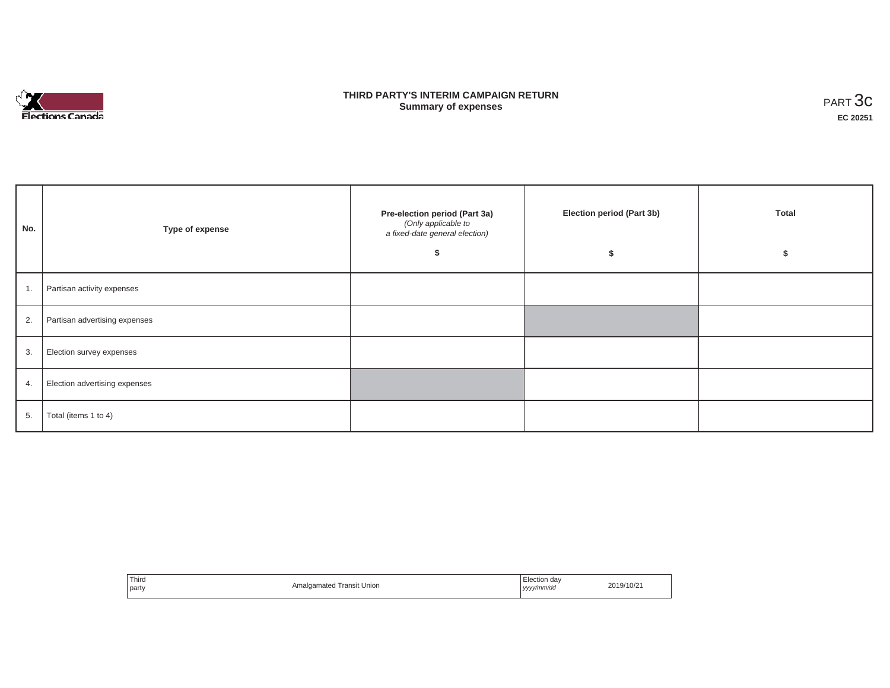# THIRD PARTY'S INTERIM CAMPAIGN RETURN
## Summary of expenses

PART 3c

**EC 20251**

| No. | Type of expense | Pre-election period (Part 3a) *(Only applicable to a fixed-date general election)* $ | Election period (Part 3b) $ | Total $ |
|---|---|---|---|---|
| 1. | Partisan activity expenses | | | |
| 2. | Partisan advertising expenses | | | |
| 3. | Election survey expenses | | | |
| 4. | Election advertising expenses | | | |
| 5. | Total (items 1 to 4) | | | |

| Third party | Amalgamated Transit Union | Election day *yyyy/mm/dd* | 2019/10/21 |
|---|---|---|---|